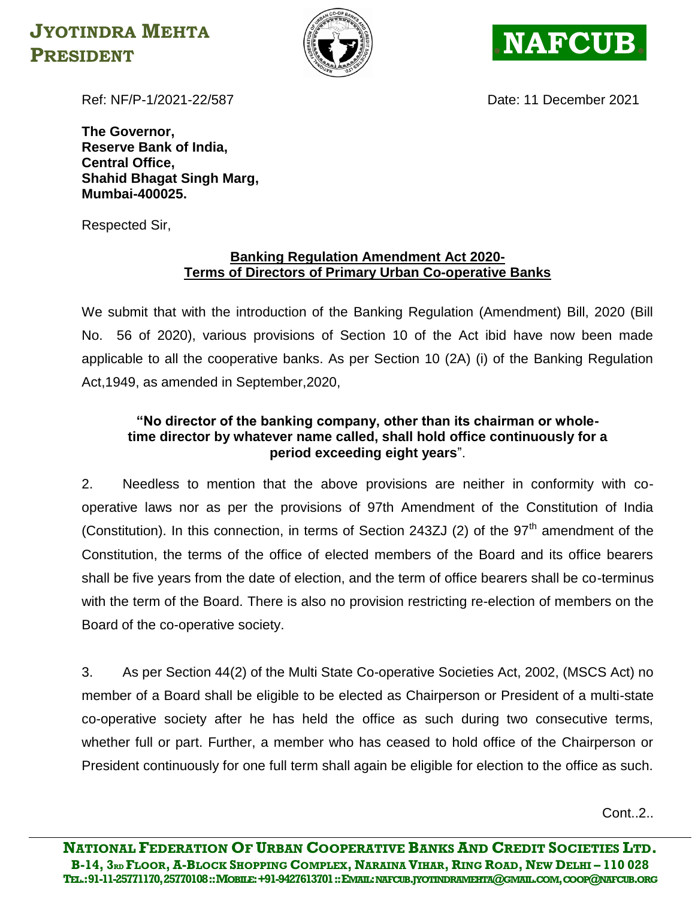**JYOTINDRA MEHTA**
**PRESIDENT**

**NAFCUB**

Ref: NF/P-1/2021-22/587

Date: 11 December 2021

**The Governor,**
**Reserve Bank of India,**
**Central Office,**
**Shahid Bhagat Singh Marg,**
**Mumbai-400025.**

Respected Sir,

**Banking Regulation Amendment Act 2020-**
**Terms of Directors of Primary Urban Co-operative Banks**

We submit that with the introduction of the Banking Regulation (Amendment) Bill, 2020 (Bill No. 56 of 2020), various provisions of Section 10 of the Act ibid have now been made applicable to all the cooperative banks. As per Section 10 (2A) (i) of the Banking Regulation Act,1949, as amended in September,2020,

> **"No director of the banking company, other than its chairman or whole-time director by whatever name called, shall hold office continuously for a period exceeding eight years**".

2. Needless to mention that the above provisions are neither in conformity with co-operative laws nor as per the provisions of 97th Amendment of the Constitution of India (Constitution). In this connection, in terms of Section 243ZJ (2) of the 97th amendment of the Constitution, the terms of the office of elected members of the Board and its office bearers shall be five years from the date of election, and the term of office bearers shall be co-terminus with the term of the Board. There is also no provision restricting re-election of members on the Board of the co-operative society.

3. As per Section 44(2) of the Multi State Co-operative Societies Act, 2002, (MSCS Act) no member of a Board shall be eligible to be elected as Chairperson or President of a multi-state co-operative society after he has held the office as such during two consecutive terms, whether full or part. Further, a member who has ceased to hold office of the Chairperson or President continuously for one full term shall again be eligible for election to the office as such.

Cont..2..

**NATIONAL FEDERATION OF URBAN COOPERATIVE BANKS AND CREDIT SOCIETIES LTD.**
**B-14, 3RD FLOOR, A-BLOCK SHOPPING COMPLEX, NARAINA VIHAR, RING ROAD, NEW DELHI – 110 028**
**TEL.:91-11-25771170, 25770108 :: MOBILE: +91-9427613701 :: EMAIL: NAFCUB.JYOTINDRAMEHTA@GMAIL.COM, COOP@NAFCUB.ORG**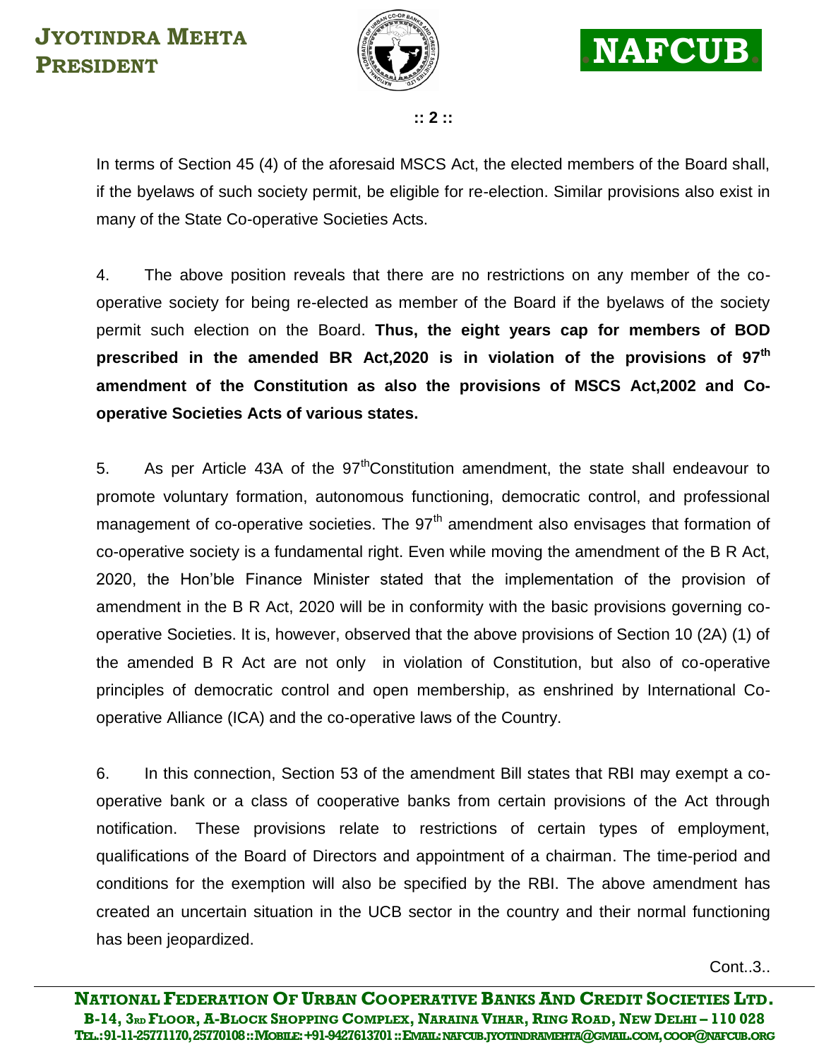In terms of Section 45 (4) of the aforesaid MSCS Act, the elected members of the Board shall, if the byelaws of such society permit, be eligible for re-election. Similar provisions also exist in many of the State Co-operative Societies Acts.

4. The above position reveals that there are no restrictions on any member of the co-operative society for being re-elected as member of the Board if the byelaws of the society permit such election on the Board. **Thus, the eight years cap for members of BOD prescribed in the amended BR Act,2020 is in violation of the provisions of 97th amendment of the Constitution as also the provisions of MSCS Act,2002 and Co-operative Societies Acts of various states.**

5. As per Article 43A of the 97th Constitution amendment, the state shall endeavour to promote voluntary formation, autonomous functioning, democratic control, and professional management of co-operative societies. The 97th amendment also envisages that formation of co-operative society is a fundamental right. Even while moving the amendment of the B R Act, 2020, the Hon'ble Finance Minister stated that the implementation of the provision of amendment in the B R Act, 2020 will be in conformity with the basic provisions governing co-operative Societies. It is, however, observed that the above provisions of Section 10 (2A) (1) of the amended B R Act are not only in violation of Constitution, but also of co-operative principles of democratic control and open membership, as enshrined by International Co-operative Alliance (ICA) and the co-operative laws of the Country.

6. In this connection, Section 53 of the amendment Bill states that RBI may exempt a co-operative bank or a class of cooperative banks from certain provisions of the Act through notification. These provisions relate to restrictions of certain types of employment, qualifications of the Board of Directors and appointment of a chairman. The time-period and conditions for the exemption will also be specified by the RBI. The above amendment has created an uncertain situation in the UCB sector in the country and their normal functioning has been jeopardized.

Cont..3..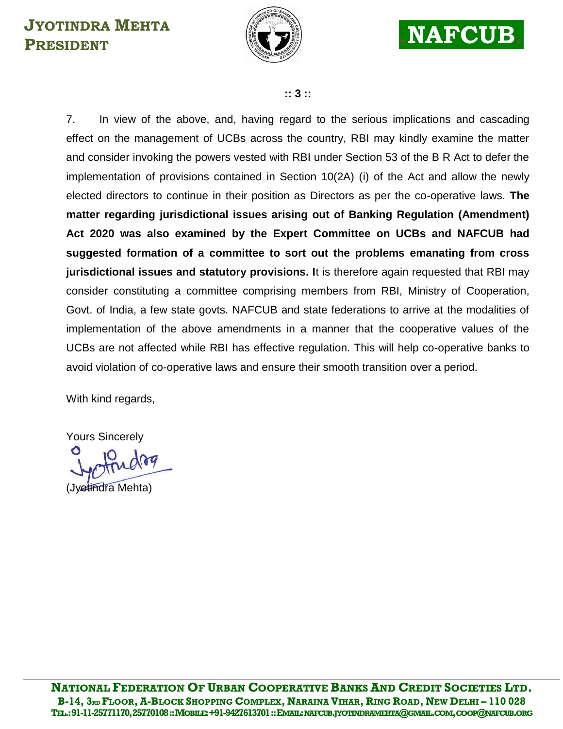7. In view of the above, and, having regard to the serious implications and cascading effect on the management of UCBs across the country, RBI may kindly examine the matter and consider invoking the powers vested with RBI under Section 53 of the B R Act to defer the implementation of provisions contained in Section 10(2A) (i) of the Act and allow the newly elected directors to continue in their position as Directors as per the co-operative laws. **The matter regarding jurisdictional issues arising out of Banking Regulation (Amendment) Act 2020 was also examined by the Expert Committee on UCBs and NAFCUB had suggested formation of a committee to sort out the problems emanating from cross jurisdictional issues and statutory provisions. I**t is therefore again requested that RBI may consider constituting a committee comprising members from RBI, Ministry of Cooperation, Govt. of India, a few state govts. NAFCUB and state federations to arrive at the modalities of implementation of the above amendments in a manner that the cooperative values of the UCBs are not affected while RBI has effective regulation. This will help co-operative banks to avoid violation of co-operative laws and ensure their smooth transition over a period.

With kind regards,

Yours Sincerely

(Jyotindra Mehta)

**NATIONAL FEDERATION OF URBAN COOPERATIVE BANKS AND CREDIT SOCIETIES LTD.**
**B-14, 3RD FLOOR, A-BLOCK SHOPPING COMPLEX, NARAINA VIHAR, RING ROAD, NEW DELHI – 110 028**
**TEL.: 91-11-25771170, 25770108 :: MOBILE: +91-9427613701 :: EMAIL: NAFCUB.JYOTINDRAMEHTA@GMAIL.COM, COOP@NAFCUB.ORG**